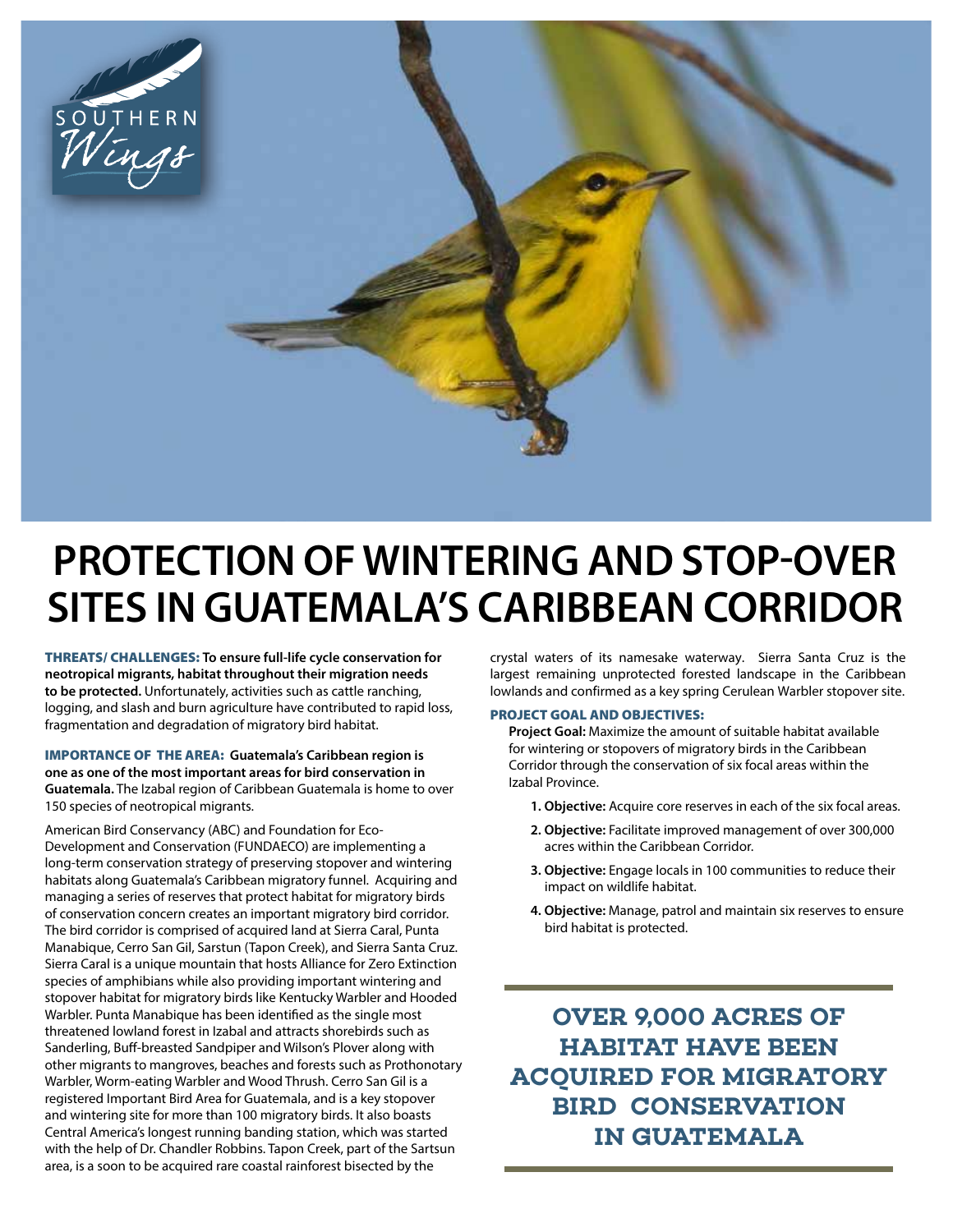# PROTECTION OF WINTERING AND STOP-OVER SITES IN GUATEMALA'S CARIBBEAN CORRIDOR

**THREATS/ CHALLENGES: To ensure full-life cycle conservation for neotropical migrants, habitat throughout their migration needs to be protected.** Unfortunately, activities such as cattle ranching, logging, and slash and burn agriculture have contributed to rapid loss, fragmentation and degradation of migratory bird habitat.

**IMPORTANCE OF THE AREA: Guatemala's Caribbean region is one as one of the most important areas for bird conservation in Guatemala.** The Izabal region of Caribbean Guatemala is home to over 150 species of neotropical migrants.

American Bird Conservancy (ABC) and Foundation for Eco-Development and Conservation (FUNDAECO) are implementing a long-term conservation strategy of preserving stopover and wintering habitats along Guatemala's Caribbean migratory funnel. Acquiring and managing a series of reserves that protect habitat for migratory birds of conservation concern creates an important migratory bird corridor. The bird corridor is comprised of acquired land at Sierra Caral, Punta Manabique, Cerro San Gil, Sarstun (Tapon Creek), and Sierra Santa Cruz. Sierra Caral is a unique mountain that hosts Alliance for Zero Extinction species of amphibians while also providing important wintering and stopover habitat for migratory birds like Kentucky Warbler and Hooded Warbler. Punta Manabique has been identified as the single most threatened lowland forest in Izabal and attracts shorebirds such as Sanderling, Buff-breasted Sandpiper and Wilson's Plover along with other migrants to mangroves, beaches and forests such as Prothonotary Warbler, Worm-eating Warbler and Wood Thrush. Cerro San Gil is a registered Important Bird Area for Guatemala, and is a key stopover and wintering site for more than 100 migratory birds. It also boasts Central America's longest running banding station, which was started with the help of Dr. Chandler Robbins. Tapon Creek, part of the Sartsun area, is a soon to be acquired rare coastal rainforest bisected by the crystal waters of its namesake waterway. Sierra Santa Cruz is the largest remaining unprotected forested landscape in the Caribbean lowlands and confirmed as a key spring Cerulean Warbler stopover site.

**PROJECT GOAL AND OBJECTIVES:**

**Project Goal:** Maximize the amount of suitable habitat available for wintering or stopovers of migratory birds in the Caribbean Corridor through the conservation of six focal areas within the Izabal Province.

1. **Objective:** Acquire core reserves in each of the six focal areas.
2. **Objective:** Facilitate improved management of over 300,000 acres within the Caribbean Corridor.
3. **Objective:** Engage locals in 100 communities to reduce their impact on wildlife habitat.
4. **Objective:** Manage, patrol and maintain six reserves to ensure bird habitat is protected.

**OVER 9,000 ACRES OF HABITAT HAVE BEEN ACQUIRED FOR MIGRATORY BIRD CONSERVATION IN GUATEMALA**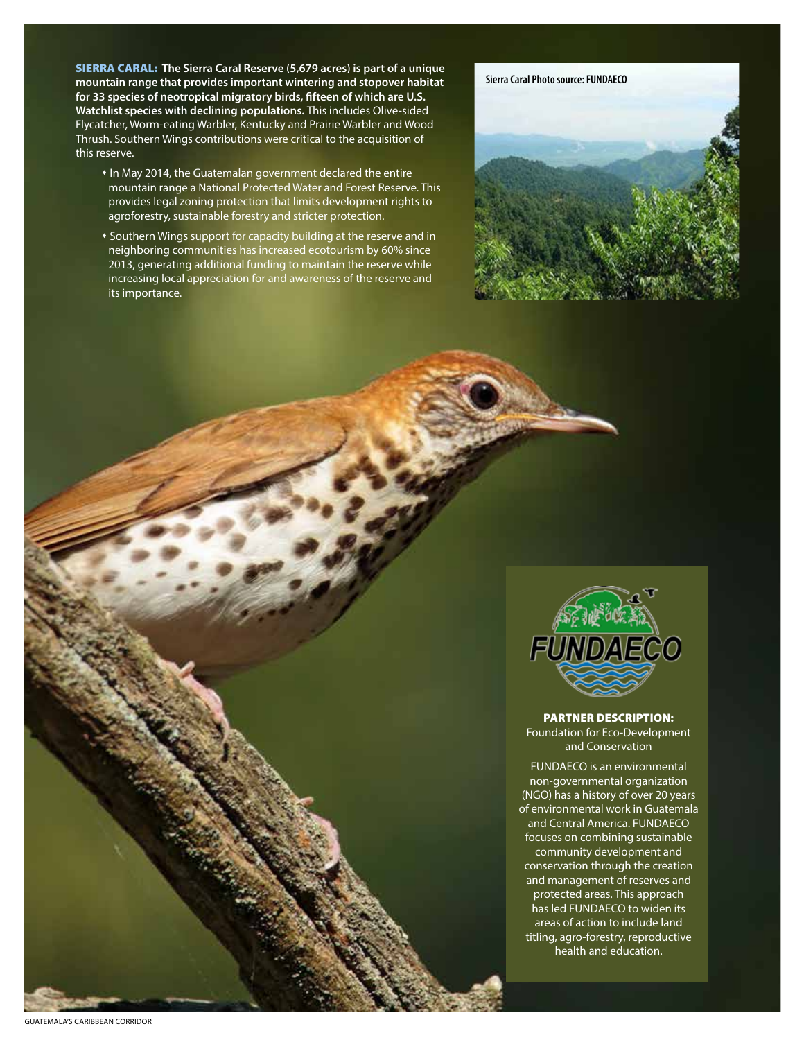**SIERRA CARAL: The Sierra Caral Reserve (5,679 acres) is part of a unique mountain range that provides important wintering and stopover habitat for 33 species of neotropical migratory birds, fifteen of which are U.S. Watchlist species with declining populations.** This includes Olive-sided Flycatcher, Worm-eating Warbler, Kentucky and Prairie Warbler and Wood Thrush. Southern Wings contributions were critical to the acquisition of this reserve.

- In May 2014, the Guatemalan government declared the entire mountain range a National Protected Water and Forest Reserve. This provides legal zoning protection that limits development rights to agroforestry, sustainable forestry and stricter protection.
- Southern Wings support for capacity building at the reserve and in neighboring communities has increased ecotourism by 60% since 2013, generating additional funding to maintain the reserve while increasing local appreciation for and awareness of the reserve and its importance.

Sierra Caral Photo source: FUNDAECO

**PARTNER DESCRIPTION:**
Foundation for Eco-Development and Conservation

FUNDAECO is an environmental non-governmental organization (NGO) has a history of over 20 years of environmental work in Guatemala and Central America. FUNDAECO focuses on combining sustainable community development and conservation through the creation and management of reserves and protected areas. This approach has led FUNDAECO to widen its areas of action to include land titling, agro-forestry, reproductive health and education.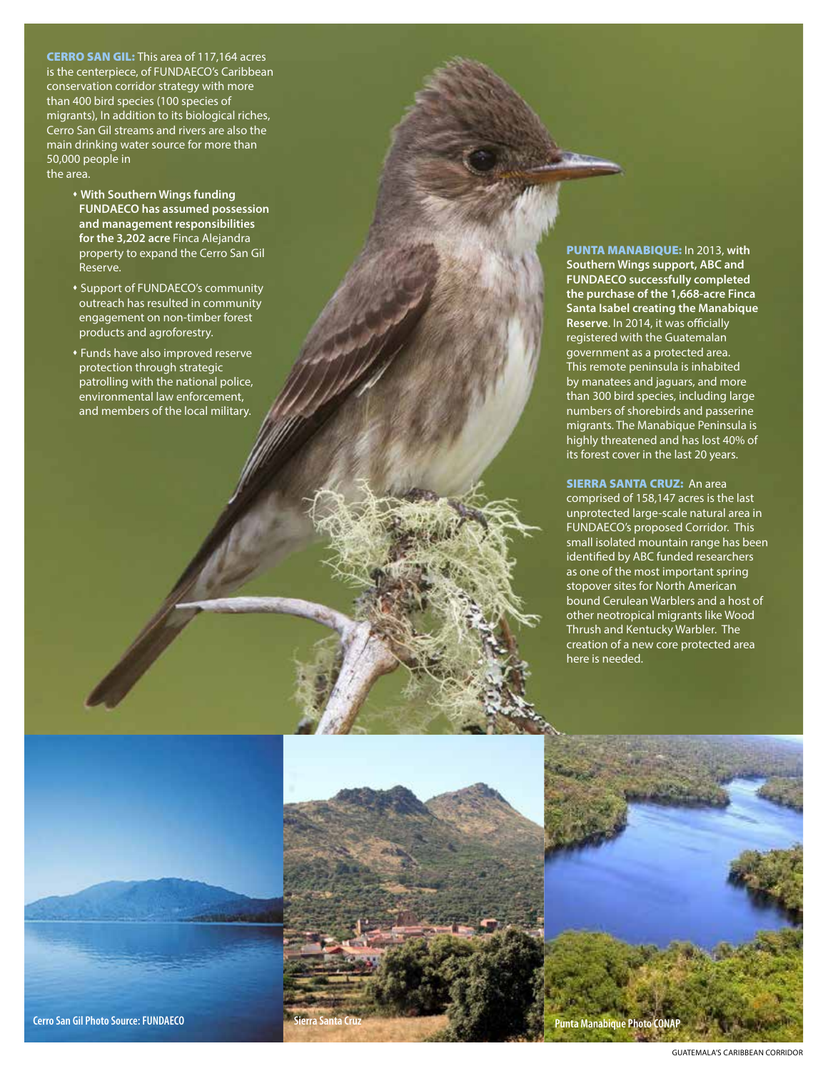**CERRO SAN GIL:** This area of 117,164 acres is the centerpiece, of FUNDAECO's Caribbean conservation corridor strategy with more than 400 bird species (100 species of migrants), In addition to its biological riches, Cerro San Gil streams and rivers are also the main drinking water source for more than 50,000 people in the area.

- **With Southern Wings funding FUNDAECO has assumed possession and management responsibilities for the 3,202 acre** Finca Alejandra property to expand the Cerro San Gil Reserve.
- Support of FUNDAECO's community outreach has resulted in community engagement on non-timber forest products and agroforestry.
- Funds have also improved reserve protection through strategic patrolling with the national police, environmental law enforcement, and members of the local military.

**PUNTA MANABIQUE:** In 2013, **with Southern Wings support, ABC and FUNDAECO successfully completed the purchase of the 1,668-acre Finca Santa Isabel creating the Manabique Reserve**. In 2014, it was officially registered with the Guatemalan government as a protected area. This remote peninsula is inhabited by manatees and jaguars, and more than 300 bird species, including large numbers of shorebirds and passerine migrants. The Manabique Peninsula is highly threatened and has lost 40% of its forest cover in the last 20 years.

**SIERRA SANTA CRUZ:** An area comprised of 158,147 acres is the last unprotected large-scale natural area in FUNDAECO's proposed Corridor. This small isolated mountain range has been identified by ABC funded researchers as one of the most important spring stopover sites for North American bound Cerulean Warblers and a host of other neotropical migrants like Wood Thrush and Kentucky Warbler. The creation of a new core protected area here is needed.

Cerro San Gil Photo Source: FUNDAECO

Sierra Santa Cruz

Punta Manabique Photo CONAP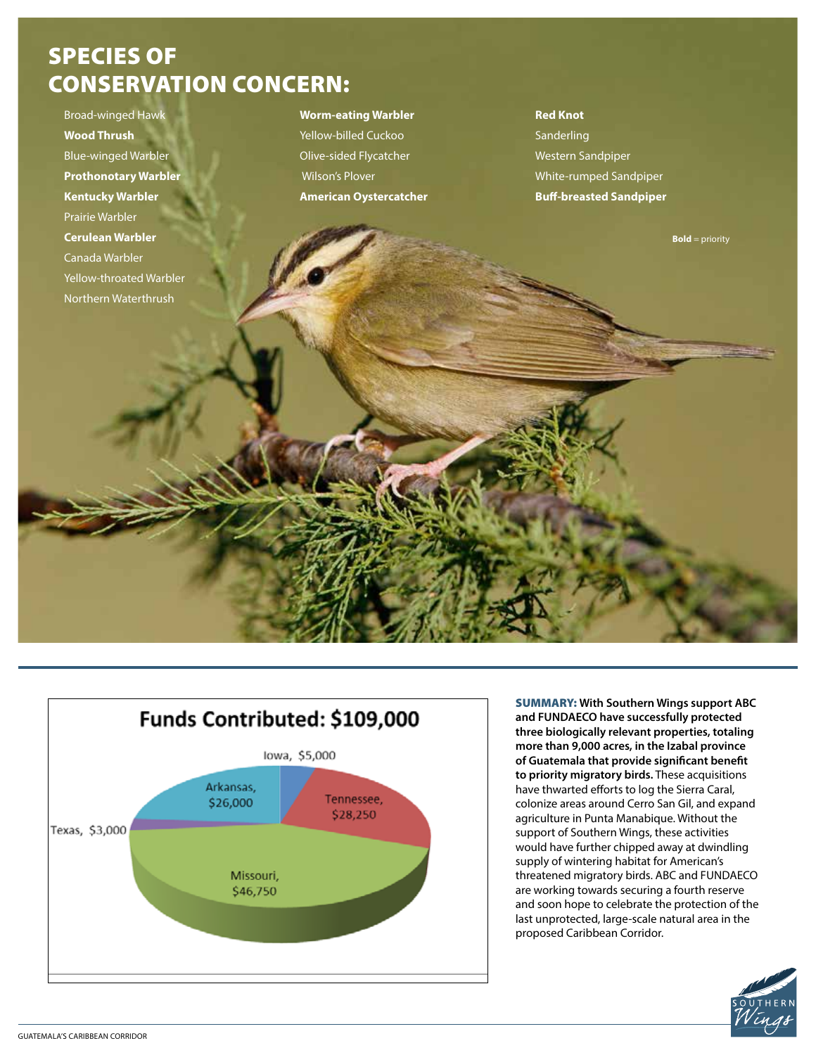# SPECIES OF CONSERVATION CONCERN:

Broad-winged Hawk
**Wood Thrush**
Blue-winged Warbler
**Prothonotary Warbler**
**Kentucky Warbler**
Prairie Warbler
**Cerulean Warbler**
Canada Warbler
Yellow-throated Warbler
Northern Waterthrush

**Worm-eating Warbler**
Yellow-billed Cuckoo
Olive-sided Flycatcher
Wilson's Plover
**American Oystercatcher**

**Red Knot**
Sanderling
Western Sandpiper
White-rumped Sandpiper
**Buff-breasted Sandpiper**

**Bold** = priority

Funds Contributed: $109,000

Iowa, $5,000
Tennessee, $28,250
Missouri, $46,750
Texas, $3,000
Arkansas, $26,000

**SUMMARY: With Southern Wings support ABC and FUNDAECO have successfully protected three biologically relevant properties, totaling more than 9,000 acres, in the Izabal province of Guatemala that provide significant benefit to priority migratory birds.** These acquisitions have thwarted efforts to log the Sierra Caral, colonize areas around Cerro San Gil, and expand agriculture in Punta Manabique. Without the support of Southern Wings, these activities would have further chipped away at dwindling supply of wintering habitat for American's threatened migratory birds. ABC and FUNDAECO are working towards securing a fourth reserve and soon hope to celebrate the protection of the last unprotected, large-scale natural area in the proposed Caribbean Corridor.